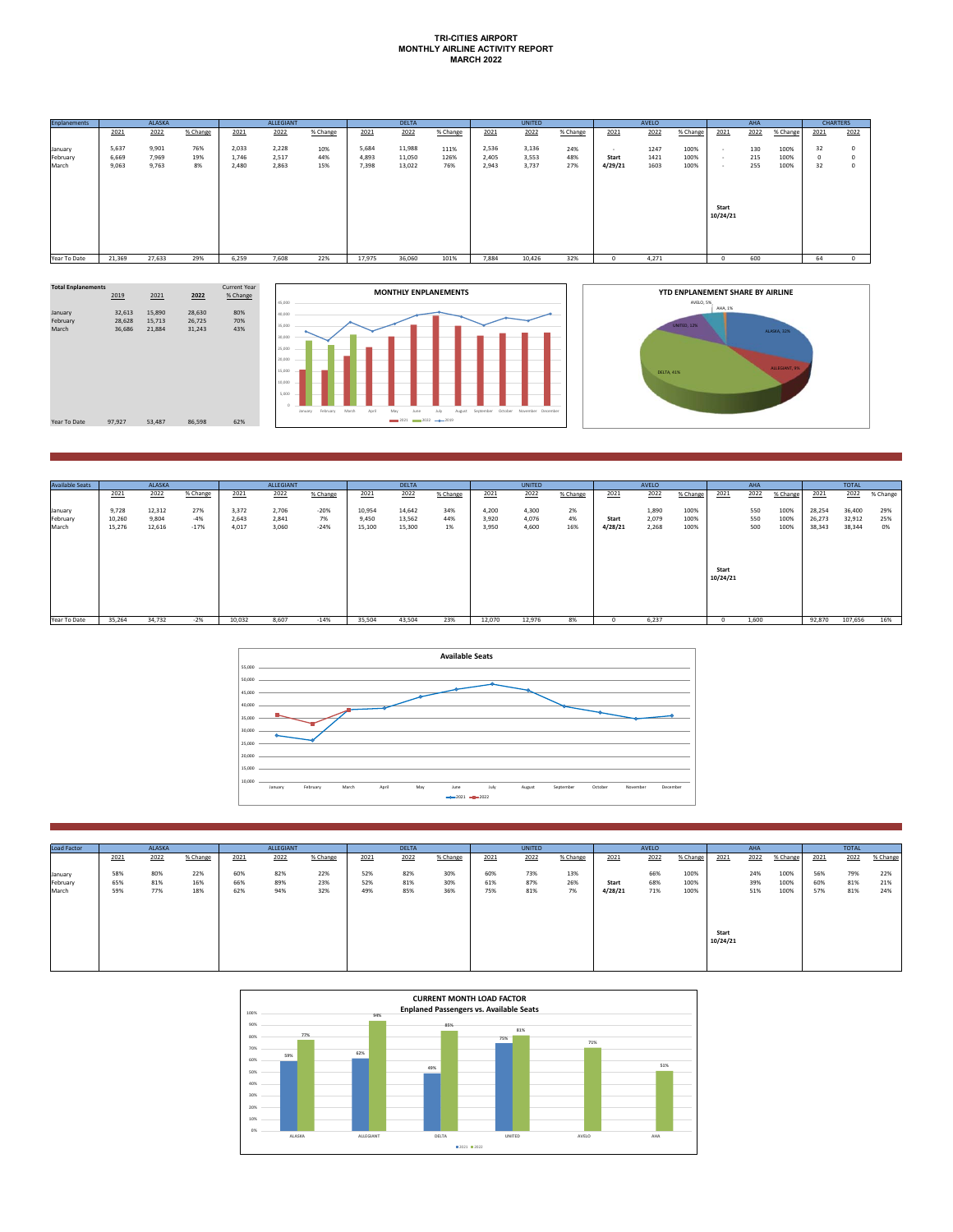# TRI-CITIES AIRPORT
## MONTHLY AIRLINE ACTIVITY REPORT
## MARCH 2022

| Enplanements | ALASKA | | | ALLEGIANT | | | DELTA | | | UNITED | | | AVELO | | | AHA | | | CHARTERS | |
|---|---|---|---|---|---|---|---|---|---|---|---|---|---|---|---|---|---|---|---|---|
| | 2021 | 2022 | % Change | 2021 | 2022 | % Change | 2021 | 2022 | % Change | 2021 | 2022 | % Change | 2021 | 2022 | % Change | 2021 | 2022 | % Change | 2021 | 2022 |
| January | 5,637 | 9,901 | 76% | 2,033 | 2,228 | 10% | 5,684 | 11,988 | 111% | 2,536 | 3,136 | 24% | - | 1247 | 100% | - | 130 | 100% | 32 | 0 |
| February | 6,669 | 7,969 | 19% | 1,746 | 2,517 | 44% | 4,893 | 11,050 | 126% | 2,405 | 3,553 | 48% | **Start** | 1421 | 100% | - | 215 | 100% | 0 | 0 |
| March | 9,063 | 9,763 | 8% | 2,480 | 2,863 | 15% | 7,398 | 13,022 | 76% | 2,943 | 3,737 | 27% | **4/29/21** | 1603 | 100% | - | 255 | 100% | 32 | 0 |
| | | | | | | | | | | | | | | | | **Start 10/24/21** | | | | |
| Year To Date | 21,369 | 27,633 | 29% | 6,259 | 7,608 | 22% | 17,975 | 36,060 | 101% | 7,884 | 10,426 | 32% | 0 | 4,271 | | 0 | 600 | | 64 | 0 |

| Total Enplanements | 2019 | 2021 | 2022 | Current Year % Change |
|---|---|---|---|---|
| January | 32,613 | 15,890 | 28,630 | 80% |
| February | 28,628 | 15,713 | 26,725 | 70% |
| March | 36,686 | 21,884 | 31,243 | 43% |
| Year To Date | 97,927 | 53,487 | 86,598 | 62% |

**MONTHLY ENPLANEMENTS**

**YTD ENPLANEMENT SHARE BY AIRLINE**

ALASKA, 32%; ALLEGIANT, 9%; DELTA, 41%; UNITED, 12%; AVELO, 5%; AHA, 1%

| Available Seats | ALASKA | | | ALLEGIANT | | | DELTA | | | UNITED | | | AVELO | | | AHA | | | TOTAL | | |
|---|---|---|---|---|---|---|---|---|---|---|---|---|---|---|---|---|---|---|---|---|---|
| | 2021 | 2022 | % Change | 2021 | 2022 | % Change | 2021 | 2022 | % Change | 2021 | 2022 | % Change | 2021 | 2022 | % Change | 2021 | 2022 | % Change | 2021 | 2022 | % Change |
| January | 9,728 | 12,312 | 27% | 3,372 | 2,706 | -20% | 10,954 | 14,642 | 34% | 4,200 | 4,300 | 2% | | 1,890 | 100% | | 550 | 100% | 28,254 | 36,400 | 29% |
| February | 10,260 | 9,804 | -4% | 2,643 | 2,841 | 7% | 9,450 | 13,562 | 44% | 3,920 | 4,076 | 4% | **Start** | 2,079 | 100% | | 550 | 100% | 26,273 | 32,912 | 25% |
| March | 15,276 | 12,616 | -17% | 4,017 | 3,060 | -24% | 15,100 | 15,300 | 1% | 3,950 | 4,600 | 16% | **4/28/21** | 2,268 | 100% | | 500 | 100% | 38,343 | 38,344 | 0% |
| | | | | | | | | | | | | | | | | **Start 10/24/21** | | | | | |
| Year To Date | 35,264 | 34,732 | -2% | 10,032 | 8,607 | -14% | 35,504 | 43,504 | 23% | 12,070 | 12,976 | 8% | 0 | 6,237 | | 0 | 1,600 | | 92,870 | 107,656 | 16% |

**Available Seats**

| Load Factor | ALASKA | | | ALLEGIANT | | | DELTA | | | UNITED | | | AVELO | | | AHA | | | TOTAL | | |
|---|---|---|---|---|---|---|---|---|---|---|---|---|---|---|---|---|---|---|---|---|---|
| | 2021 | 2022 | % Change | 2021 | 2022 | % Change | 2021 | 2022 | % Change | 2021 | 2022 | % Change | 2021 | 2022 | % Change | 2021 | 2022 | % Change | 2021 | 2022 | % Change |
| January | 58% | 80% | 22% | 60% | 82% | 22% | 52% | 82% | 30% | 60% | 73% | 13% | | 66% | 100% | | 24% | 100% | 56% | 79% | 22% |
| February | 65% | 81% | 16% | 66% | 89% | 23% | 52% | 81% | 30% | 61% | 87% | 26% | **Start** | 68% | 100% | | 39% | 100% | 60% | 81% | 21% |
| March | 59% | 77% | 18% | 62% | 94% | 32% | 49% | 85% | 36% | 75% | 81% | 7% | **4/28/21** | 71% | 100% | | 51% | 100% | 57% | 81% | 24% |
| | | | | | | | | | | | | | | | | **Start 10/24/21** | | | | | |

**CURRENT MONTH LOAD FACTOR**
**Enplaned Passengers vs. Available Seats**

| | 2021 | 2022 |
|---|---|---|
| ALASKA | 59% | 77% |
| ALLEGIANT | 62% | 94% |
| DELTA | 49% | 85% |
| UNITED | 75% | 81% |
| AVELO | | 71% |
| AHA | | 51% |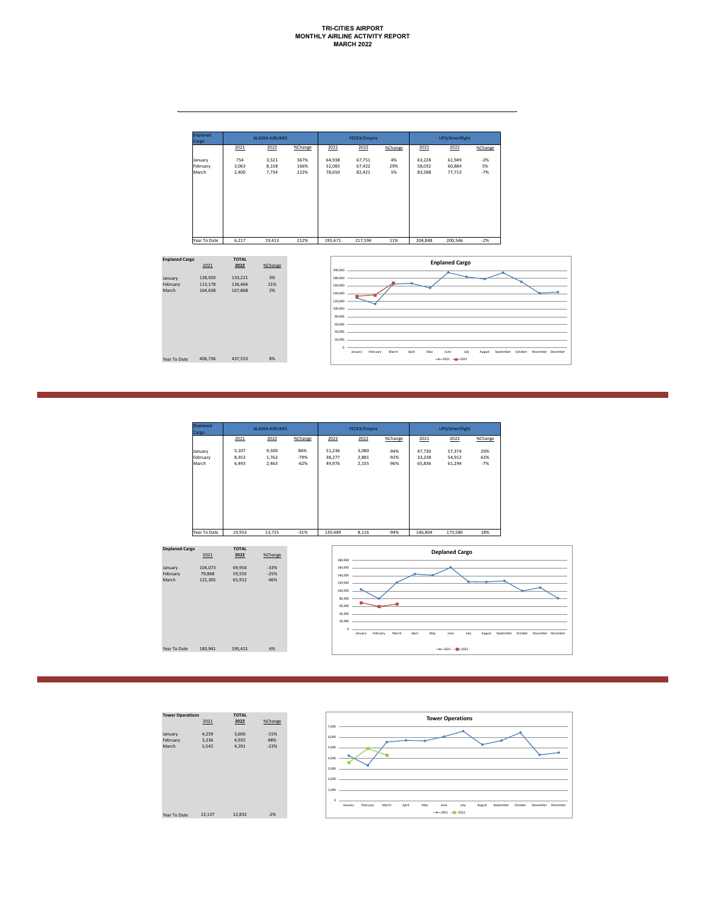# TRI-CITIES AIRPORT
## MONTHLY AIRLINE ACTIVITY REPORT
## MARCH 2022

| Enplaned Cargo | ALASKA AIRLINES | | | FEDEX/Empire | | | UPS/Ameriflight | | |
|---|---|---|---|---|---|---|---|---|---|
| | 2021 | 2022 | %Change | 2021 | 2022 | %Change | 2021 | 2022 | %Change |
| January | 754 | 3,521 | 367% | 64,938 | 67,751 | 4% | 63,228 | 61,949 | -2% |
| February | 3,063 | 8,158 | 166% | 52,083 | 67,422 | 29% | 58,032 | 60,884 | 5% |
| March | 2,400 | 7,734 | 222% | 78,650 | 82,421 | 5% | 83,588 | 77,713 | -7% |
| Year To Date | 6,217 | 19,413 | 212% | 195,671 | 217,594 | 11% | 204,848 | 200,546 | -2% |

| Enplaned Cargo | 2021 | TOTAL 2022 | %Change |
|---|---|---|---|
| January | 128,920 | 133,221 | 3% |
| February | 113,178 | 136,464 | 21% |
| March | 164,638 | 167,868 | 2% |
| Year To Date | 406,736 | 437,553 | 8% |

Enplaned Cargo
200,000
180,000
160,000
140,000
120,000
100,000
80,000
60,000
40,000
20,000
0
January February March April May June July August September October November December
2021 2022

| Deplaned Cargo | ALASKA AIRLINES | | | FEDEX/Empire | | | UPS/Ameriflight | | |
|---|---|---|---|---|---|---|---|---|---|
| | 2021 | 2022 | %Change | 2021 | 2022 | %Change | 2021 | 2022 | %Change |
| January | 5,107 | 9,500 | 86% | 51,236 | 3,080 | -94% | 47,730 | 57,374 | 20% |
| February | 8,353 | 1,762 | -79% | 38,277 | 2,881 | -92% | 33,238 | 54,912 | 65% |
| March | 6,493 | 2,463 | -62% | 49,976 | 2,155 | -96% | 65,836 | 61,294 | -7% |
| Year To Date | 19,953 | 13,725 | -31% | 139,489 | 8,116 | -94% | 146,804 | 173,580 | 18% |

| Deplaned Cargo | 2021 | TOTAL 2022 | %Change |
|---|---|---|---|
| January | 104,073 | 69,954 | -33% |
| February | 79,868 | 59,555 | -25% |
| March | 122,305 | 65,912 | -46% |
| Year To Date | 183,941 | 195,421 | 6% |

Deplaned Cargo
180,000
160,000
140,000
120,000
100,000
80,000
60,000
40,000
20,000
0
January February March April May June July August September October November December
2021 2022

| Tower Operations | 2021 | TOTAL 2022 | %Change |
|---|---|---|---|
| January | 4,259 | 3,606 | -15% |
| February | 3,336 | 4,935 | 48% |
| March | 5,542 | 4,291 | -23% |
| Year To Date | 13,137 | 12,832 | -2% |

Tower Operations
7,000
6,000
5,000
4,000
3,000
2,000
1,000
0
January February March April May June July August September October November December
2021 2022